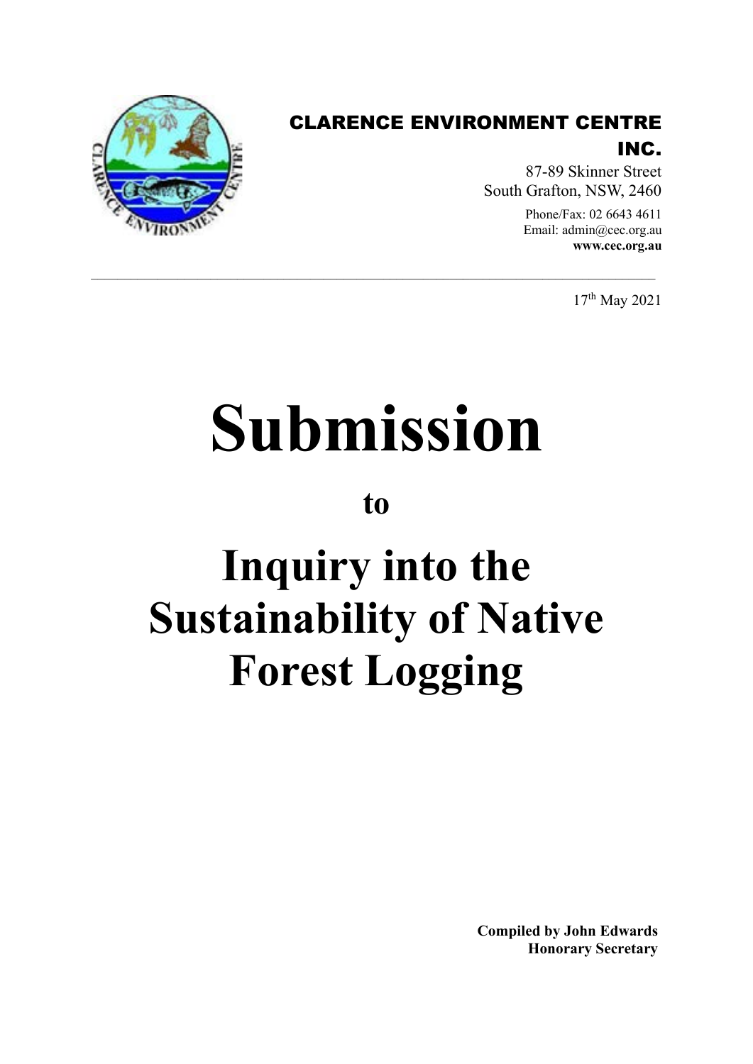**CLARENCE ENVIRONMENT CENTRE INC.**

87-89 Skinner Street
South Grafton, NSW, 2460

Phone/Fax: 02 6643 4611
Email: admin@cec.org.au
**www.cec.org.au**

---

17th May 2021

# Submission

## to

# Inquiry into the Sustainability of Native Forest Logging

**Compiled by John Edwards**
**Honorary Secretary**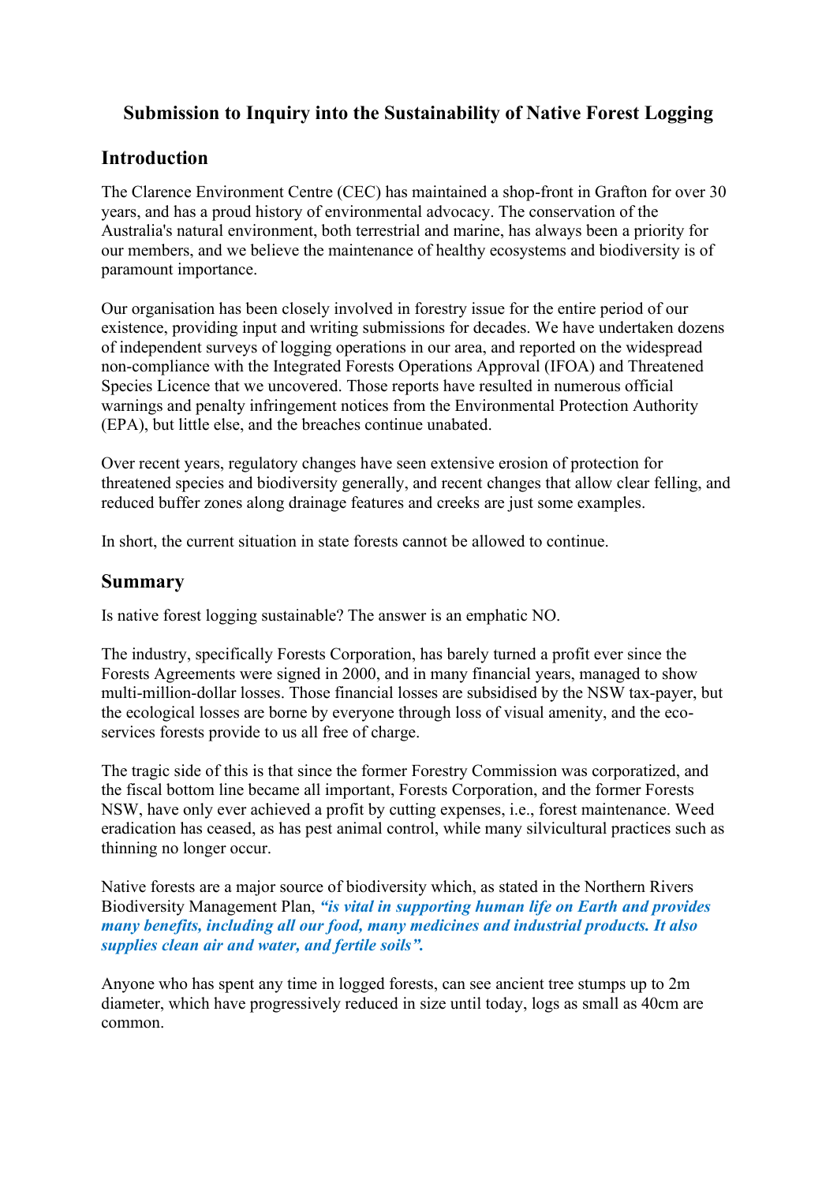## Submission to Inquiry into the Sustainability of Native Forest Logging

## Introduction

The Clarence Environment Centre (CEC) has maintained a shop-front in Grafton for over 30 years, and has a proud history of environmental advocacy. The conservation of the Australia's natural environment, both terrestrial and marine, has always been a priority for our members, and we believe the maintenance of healthy ecosystems and biodiversity is of paramount importance.

Our organisation has been closely involved in forestry issue for the entire period of our existence, providing input and writing submissions for decades. We have undertaken dozens of independent surveys of logging operations in our area, and reported on the widespread non-compliance with the Integrated Forests Operations Approval (IFOA) and Threatened Species Licence that we uncovered. Those reports have resulted in numerous official warnings and penalty infringement notices from the Environmental Protection Authority (EPA), but little else, and the breaches continue unabated.

Over recent years, regulatory changes have seen extensive erosion of protection for threatened species and biodiversity generally, and recent changes that allow clear felling, and reduced buffer zones along drainage features and creeks are just some examples.

In short, the current situation in state forests cannot be allowed to continue.

## Summary

Is native forest logging sustainable? The answer is an emphatic NO.

The industry, specifically Forests Corporation, has barely turned a profit ever since the Forests Agreements were signed in 2000, and in many financial years, managed to show multi-million-dollar losses. Those financial losses are subsidised by the NSW tax-payer, but the ecological losses are borne by everyone through loss of visual amenity, and the eco-services forests provide to us all free of charge.

The tragic side of this is that since the former Forestry Commission was corporatized, and the fiscal bottom line became all important, Forests Corporation, and the former Forests NSW, have only ever achieved a profit by cutting expenses, i.e., forest maintenance. Weed eradication has ceased, as has pest animal control, while many silvicultural practices such as thinning no longer occur.

Native forests are a major source of biodiversity which, as stated in the Northern Rivers Biodiversity Management Plan, ***"is vital in supporting human life on Earth and provides many benefits, including all our food, many medicines and industrial products. It also supplies clean air and water, and fertile soils".***

Anyone who has spent any time in logged forests, can see ancient tree stumps up to 2m diameter, which have progressively reduced in size until today, logs as small as 40cm are common.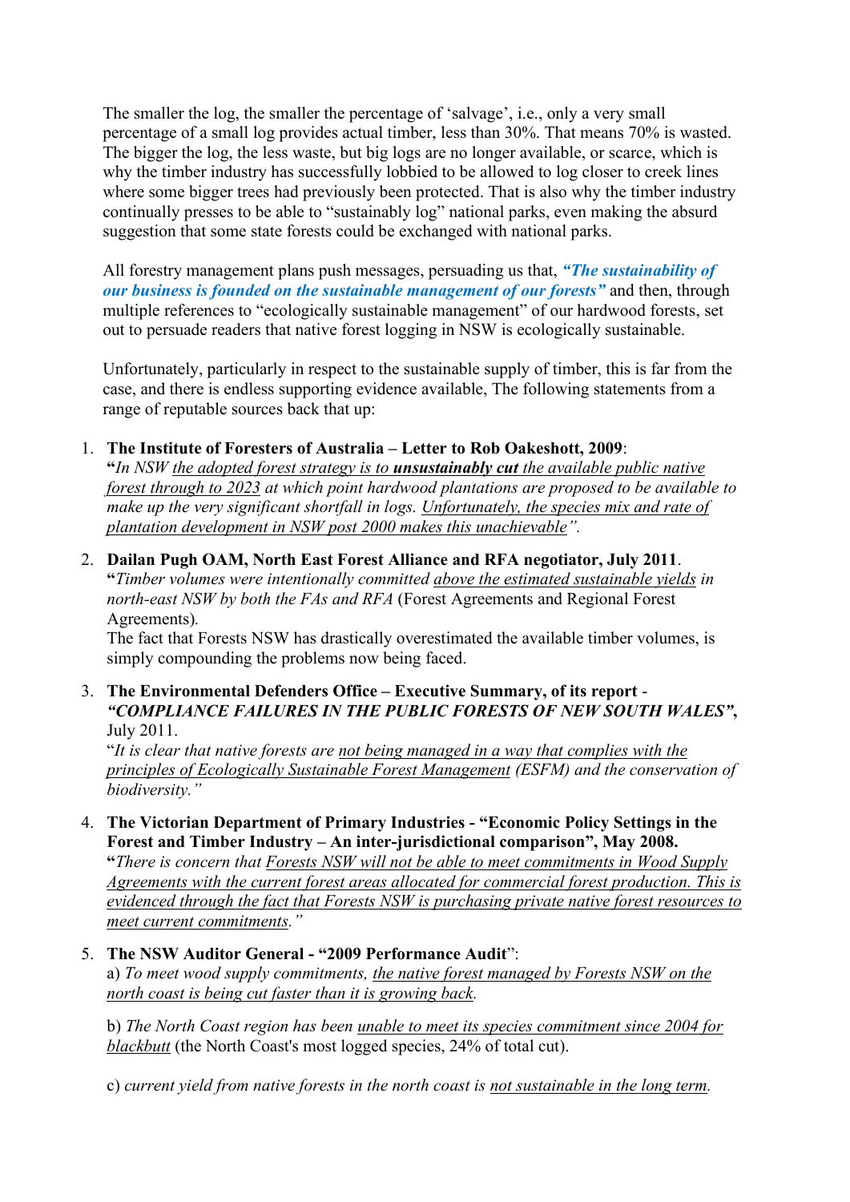The smaller the log, the smaller the percentage of 'salvage', i.e., only a very small percentage of a small log provides actual timber, less than 30%. That means 70% is wasted. The bigger the log, the less waste, but big logs are no longer available, or scarce, which is why the timber industry has successfully lobbied to be allowed to log closer to creek lines where some bigger trees had previously been protected. That is also why the timber industry continually presses to be able to "sustainably log" national parks, even making the absurd suggestion that some state forests could be exchanged with national parks.

All forestry management plans push messages, persuading us that, ***"The sustainability of our business is founded on the sustainable management of our forests"*** and then, through multiple references to "ecologically sustainable management" of our hardwood forests, set out to persuade readers that native forest logging in NSW is ecologically sustainable.

Unfortunately, particularly in respect to the sustainable supply of timber, this is far from the case, and there is endless supporting evidence available, The following statements from a range of reputable sources back that up:

1. **The Institute of Foresters of Australia – Letter to Rob Oakeshott, 2009**:
   **"***In NSW the adopted forest strategy is to* ***unsustainably cut*** *the available public native forest through to 2023 at which point hardwood plantations are proposed to be available to make up the very significant shortfall in logs. Unfortunately, the species mix and rate of plantation development in NSW post 2000 makes this unachievable".*

2. **Dailan Pugh OAM, North East Forest Alliance and RFA negotiator, July 2011**.
   **"***Timber volumes were intentionally committed above the estimated sustainable yields in north-east NSW by both the FAs and RFA* (Forest Agreements and Regional Forest Agreements).
   The fact that Forests NSW has drastically overestimated the available timber volumes, is simply compounding the problems now being faced.

3. **The Environmental Defenders Office – Executive Summary, of its report -** ***"COMPLIANCE FAILURES IN THE PUBLIC FORESTS OF NEW SOUTH WALES"***, July 2011.
   "*It is clear that native forests are not being managed in a way that complies with the principles of Ecologically Sustainable Forest Management (ESFM) and the conservation of biodiversity."*

4. **The Victorian Department of Primary Industries - "Economic Policy Settings in the Forest and Timber Industry – An inter-jurisdictional comparison", May 2008.**
   **"***There is concern that Forests NSW will not be able to meet commitments in Wood Supply Agreements with the current forest areas allocated for commercial forest production. This is evidenced through the fact that Forests NSW is purchasing private native forest resources to meet current commitments."*

5. **The NSW Auditor General - "2009 Performance Audit**":
   a) *To meet wood supply commitments, the native forest managed by Forests NSW on the north coast is being cut faster than it is growing back.*

   b) *The North Coast region has been unable to meet its species commitment since 2004 for blackbutt* (the North Coast's most logged species, 24% of total cut).

   c) *current yield from native forests in the north coast is not sustainable in the long term.*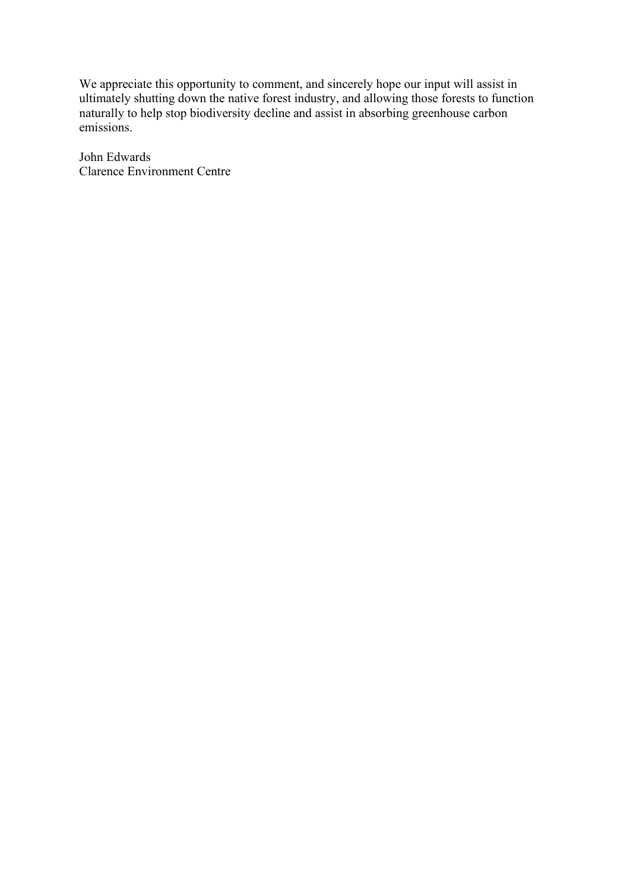We appreciate this opportunity to comment, and sincerely hope our input will assist in ultimately shutting down the native forest industry, and allowing those forests to function naturally to help stop biodiversity decline and assist in absorbing greenhouse carbon emissions.

John Edwards
Clarence Environment Centre